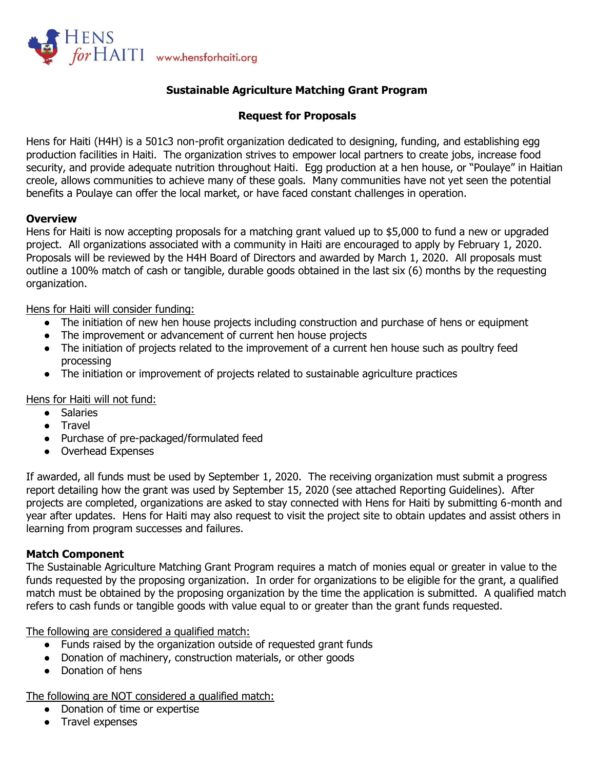HENS *for* HAITI www.hensforhaiti.org

## Sustainable Agriculture Matching Grant Program

## Request for Proposals

Hens for Haiti (H4H) is a 501c3 non-profit organization dedicated to designing, funding, and establishing egg production facilities in Haiti. The organization strives to empower local partners to create jobs, increase food security, and provide adequate nutrition throughout Haiti. Egg production at a hen house, or "Poulaye" in Haitian creole, allows communities to achieve many of these goals. Many communities have not yet seen the potential benefits a Poulaye can offer the local market, or have faced constant challenges in operation.

### Overview

Hens for Haiti is now accepting proposals for a matching grant valued up to $5,000 to fund a new or upgraded project. All organizations associated with a community in Haiti are encouraged to apply by February 1, 2020. Proposals will be reviewed by the H4H Board of Directors and awarded by March 1, 2020. All proposals must outline a 100% match of cash or tangible, durable goods obtained in the last six (6) months by the requesting organization.

<u>Hens for Haiti will consider funding:</u>

- The initiation of new hen house projects including construction and purchase of hens or equipment
- The improvement or advancement of current hen house projects
- The initiation of projects related to the improvement of a current hen house such as poultry feed processing
- The initiation or improvement of projects related to sustainable agriculture practices

<u>Hens for Haiti will not fund:</u>

- Salaries
- Travel
- Purchase of pre-packaged/formulated feed
- Overhead Expenses

If awarded, all funds must be used by September 1, 2020. The receiving organization must submit a progress report detailing how the grant was used by September 15, 2020 (see attached Reporting Guidelines). After projects are completed, organizations are asked to stay connected with Hens for Haiti by submitting 6-month and year after updates. Hens for Haiti may also request to visit the project site to obtain updates and assist others in learning from program successes and failures.

### Match Component

The Sustainable Agriculture Matching Grant Program requires a match of monies equal or greater in value to the funds requested by the proposing organization. In order for organizations to be eligible for the grant, a qualified match must be obtained by the proposing organization by the time the application is submitted. A qualified match refers to cash funds or tangible goods with value equal to or greater than the grant funds requested.

<u>The following are considered a qualified match:</u>

- Funds raised by the organization outside of requested grant funds
- Donation of machinery, construction materials, or other goods
- Donation of hens

<u>The following are NOT considered a qualified match:</u>

- Donation of time or expertise
- Travel expenses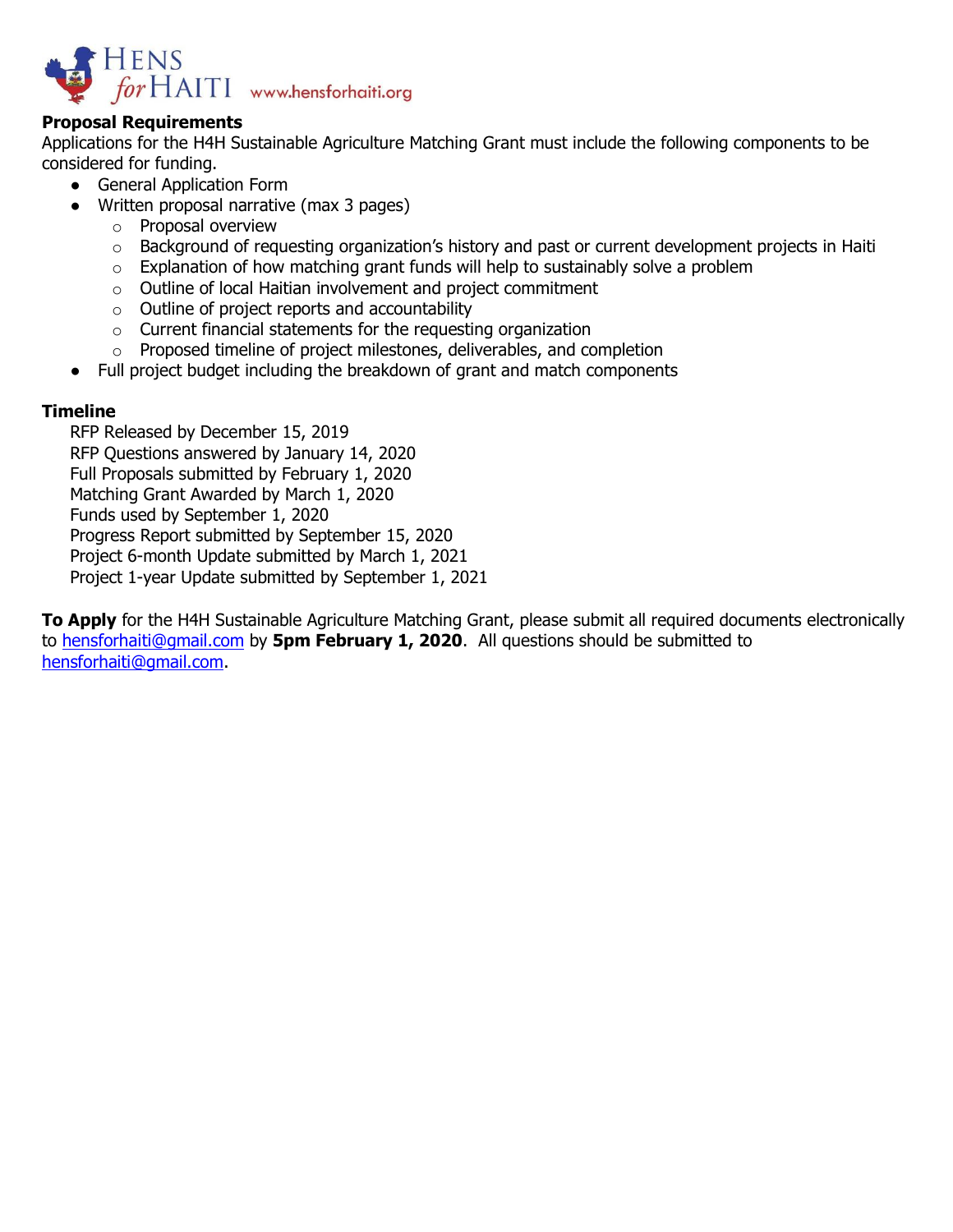**Proposal Requirements**

Applications for the H4H Sustainable Agriculture Matching Grant must include the following components to be considered for funding.

- General Application Form
- Written proposal narrative (max 3 pages)
  - Proposal overview
  - Background of requesting organization's history and past or current development projects in Haiti
  - Explanation of how matching grant funds will help to sustainably solve a problem
  - Outline of local Haitian involvement and project commitment
  - Outline of project reports and accountability
  - Current financial statements for the requesting organization
  - Proposed timeline of project milestones, deliverables, and completion
- Full project budget including the breakdown of grant and match components

**Timeline**

RFP Released by December 15, 2019
RFP Questions answered by January 14, 2020
Full Proposals submitted by February 1, 2020
Matching Grant Awarded by March 1, 2020
Funds used by September 1, 2020
Progress Report submitted by September 15, 2020
Project 6-month Update submitted by March 1, 2021
Project 1-year Update submitted by September 1, 2021

**To Apply** for the H4H Sustainable Agriculture Matching Grant, please submit all required documents electronically to hensforhaiti@gmail.com by **5pm February 1, 2020**. All questions should be submitted to hensforhaiti@gmail.com.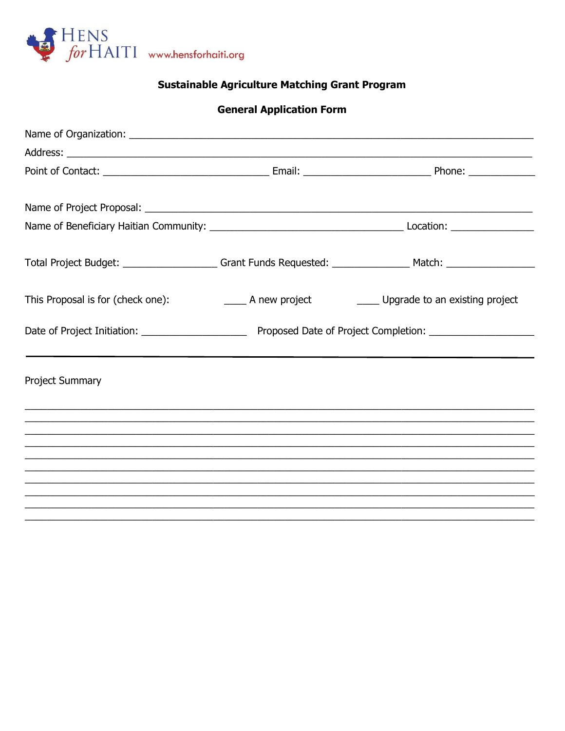HENS for HAITI www.hensforhaiti.org

**Sustainable Agriculture Matching Grant Program**

**General Application Form**

Name of Organization: ______________________________________________________________

Address: ___________________________________________________________________

Point of Contact: ___________________________ Email: _____________________ Phone: ___________

Name of Project Proposal: __________________________________________________________

Name of Beneficiary Haitian Community: ________________________________ Location: ______________

Total Project Budget: ________________ Grant Funds Requested: _____________ Match: _______________

This Proposal is for (check one): ____ A new project ____ Upgrade to an existing project

Date of Project Initiation: __________________ Proposed Date of Project Completion: __________________

---

Project Summary

_______________________________________________________________________________

_______________________________________________________________________________

_______________________________________________________________________________

_______________________________________________________________________________

_______________________________________________________________________________

_______________________________________________________________________________

_______________________________________________________________________________

_______________________________________________________________________________

_______________________________________________________________________________

_______________________________________________________________________________